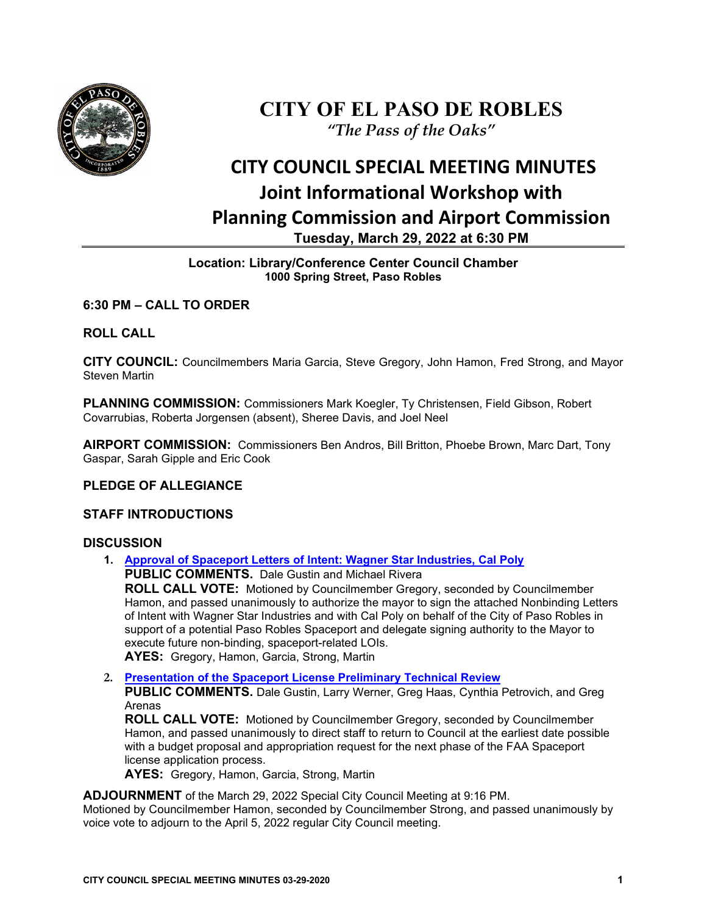# CITY OF EL PASO DE ROBLES

*"The Pass of the Oaks"*

# CITY COUNCIL SPECIAL MEETING MINUTES

## Joint Informational Workshop with Planning Commission and Airport Commission

**Tuesday, March 29, 2022 at 6:30 PM**

**Location: Library/Conference Center Council Chamber**
**1000 Spring Street, Paso Robles**

### 6:30 PM – CALL TO ORDER

### ROLL CALL

**CITY COUNCIL:** Councilmembers Maria Garcia, Steve Gregory, John Hamon, Fred Strong, and Mayor Steven Martin

**PLANNING COMMISSION:** Commissioners Mark Koegler, Ty Christensen, Field Gibson, Robert Covarrubias, Roberta Jorgensen (absent), Sheree Davis, and Joel Neel

**AIRPORT COMMISSION:** Commissioners Ben Andros, Bill Britton, Phoebe Brown, Marc Dart, Tony Gaspar, Sarah Gipple and Eric Cook

### PLEDGE OF ALLEGIANCE

### STAFF INTRODUCTIONS

### DISCUSSION

1. **Approval of Spaceport Letters of Intent: Wagner Star Industries, Cal Poly**
   **PUBLIC COMMENTS.** Dale Gustin and Michael Rivera
   **ROLL CALL VOTE:** Motioned by Councilmember Gregory, seconded by Councilmember Hamon, and passed unanimously to authorize the mayor to sign the attached Nonbinding Letters of Intent with Wagner Star Industries and with Cal Poly on behalf of the City of Paso Robles in support of a potential Paso Robles Spaceport and delegate signing authority to the Mayor to execute future non-binding, spaceport-related LOIs.
   **AYES:** Gregory, Hamon, Garcia, Strong, Martin

2. **Presentation of the Spaceport License Preliminary Technical Review**
   **PUBLIC COMMENTS.** Dale Gustin, Larry Werner, Greg Haas, Cynthia Petrovich, and Greg Arenas
   **ROLL CALL VOTE:** Motioned by Councilmember Gregory, seconded by Councilmember Hamon, and passed unanimously to direct staff to return to Council at the earliest date possible with a budget proposal and appropriation request for the next phase of the FAA Spaceport license application process.
   **AYES:** Gregory, Hamon, Garcia, Strong, Martin

**ADJOURNMENT** of the March 29, 2022 Special City Council Meeting at 9:16 PM.
Motioned by Councilmember Hamon, seconded by Councilmember Strong, and passed unanimously by voice vote to adjourn to the April 5, 2022 regular City Council meeting.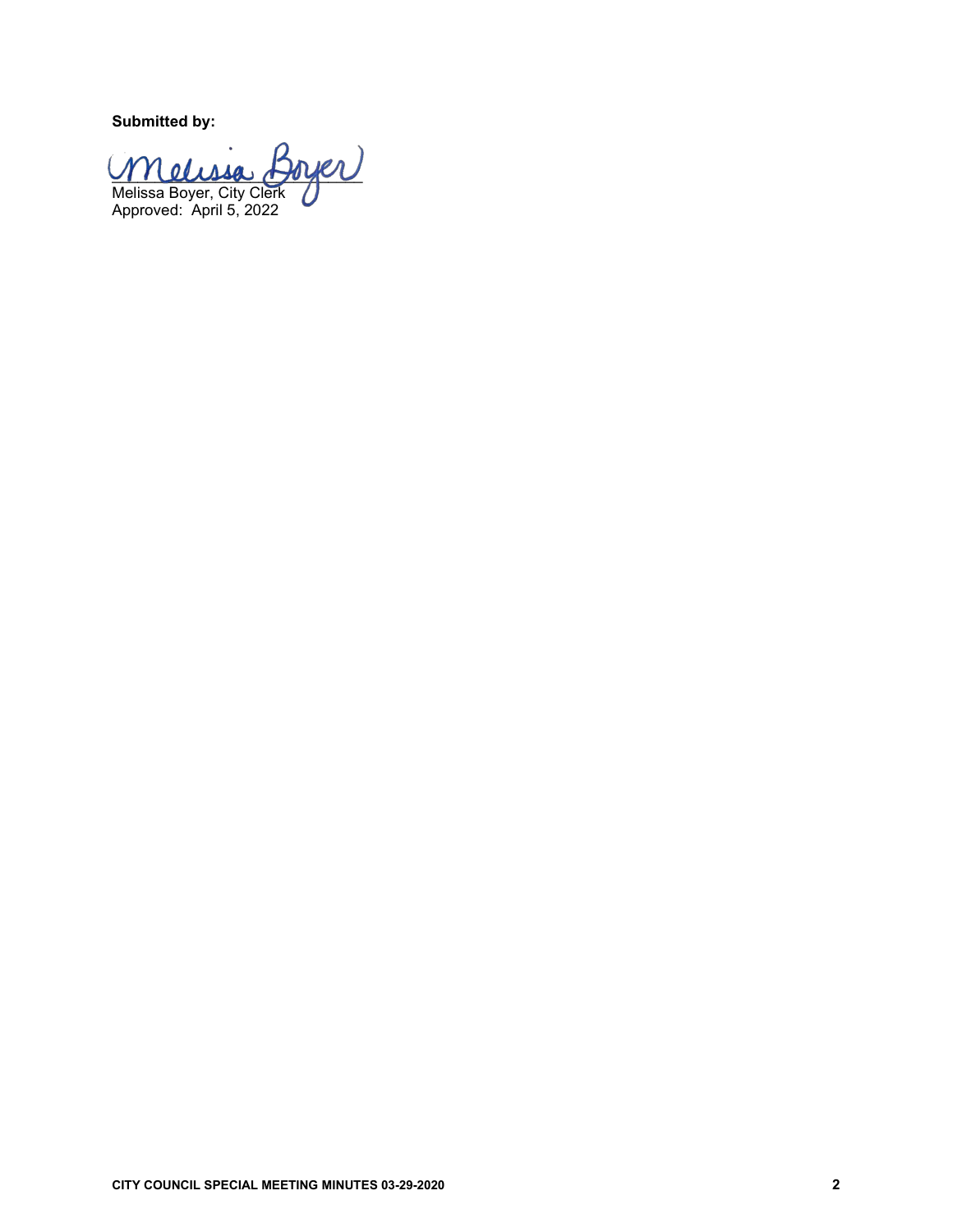**Submitted by:**

Melissa Boyer, City Clerk
Approved: April 5, 2022